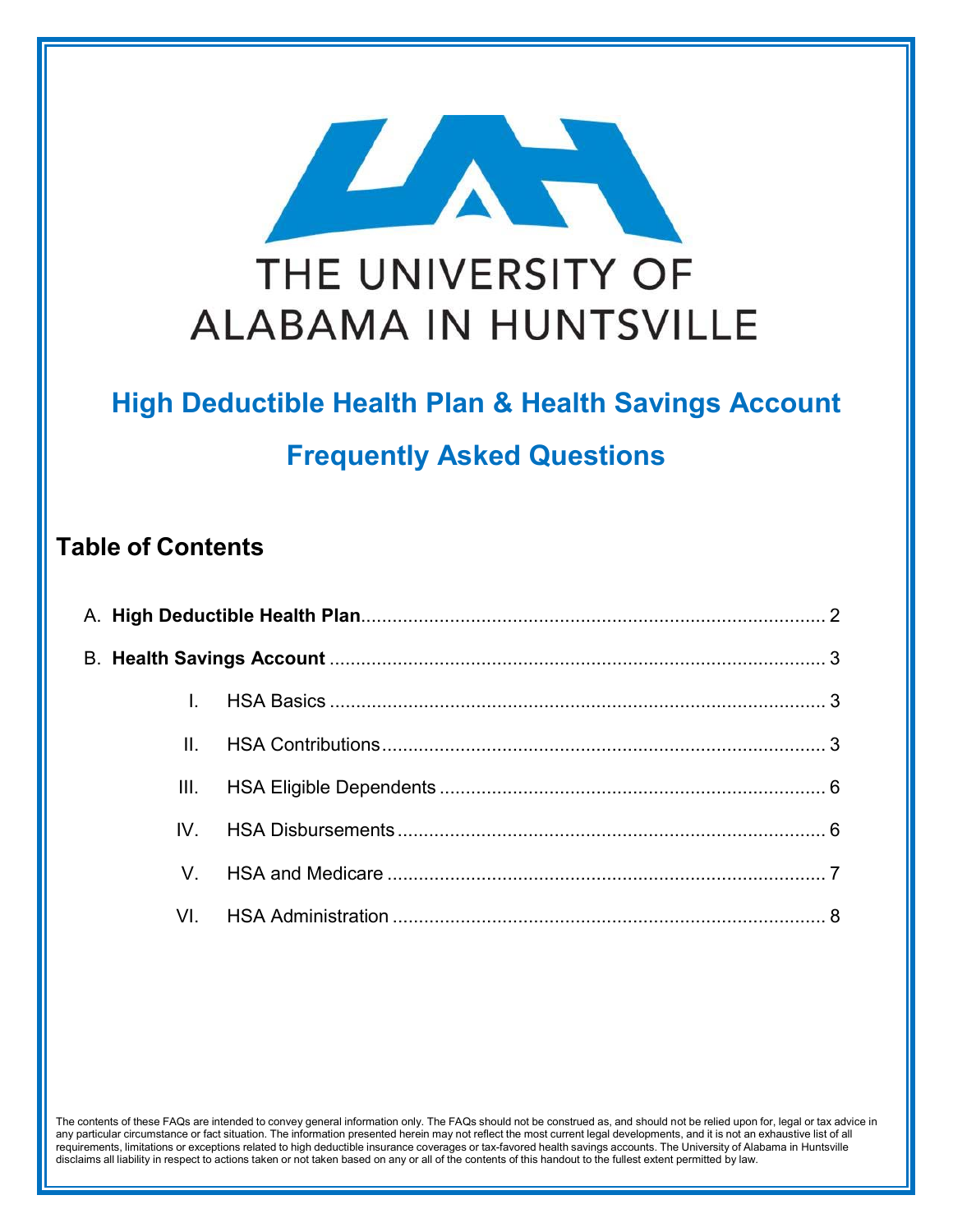THE UNIVERSITY OF
ALABAMA IN HUNTSVILLE

# High Deductible Health Plan & Health Savings Account

# Frequently Asked Questions

## Table of Contents

A. **High Deductible Health Plan** ........................................................................................ 2

B. **Health Savings Account** ............................................................................................. 3

- I. HSA Basics ............................................................................................. 3
- II. HSA Contributions .................................................................................... 3
- III. HSA Eligible Dependents ......................................................................... 6
- IV. HSA Disbursements ................................................................................. 6
- V. HSA and Medicare ................................................................................... 7
- VI. HSA Administration .................................................................................. 8

The contents of these FAQs are intended to convey general information only. The FAQs should not be construed as, and should not be relied upon for, legal or tax advice in any particular circumstance or fact situation. The information presented herein may not reflect the most current legal developments, and it is not an exhaustive list of all requirements, limitations or exceptions related to high deductible insurance coverages or tax-favored health savings accounts. The University of Alabama in Huntsville disclaims all liability in respect to actions taken or not taken based on any or all of the contents of this handout to the fullest extent permitted by law.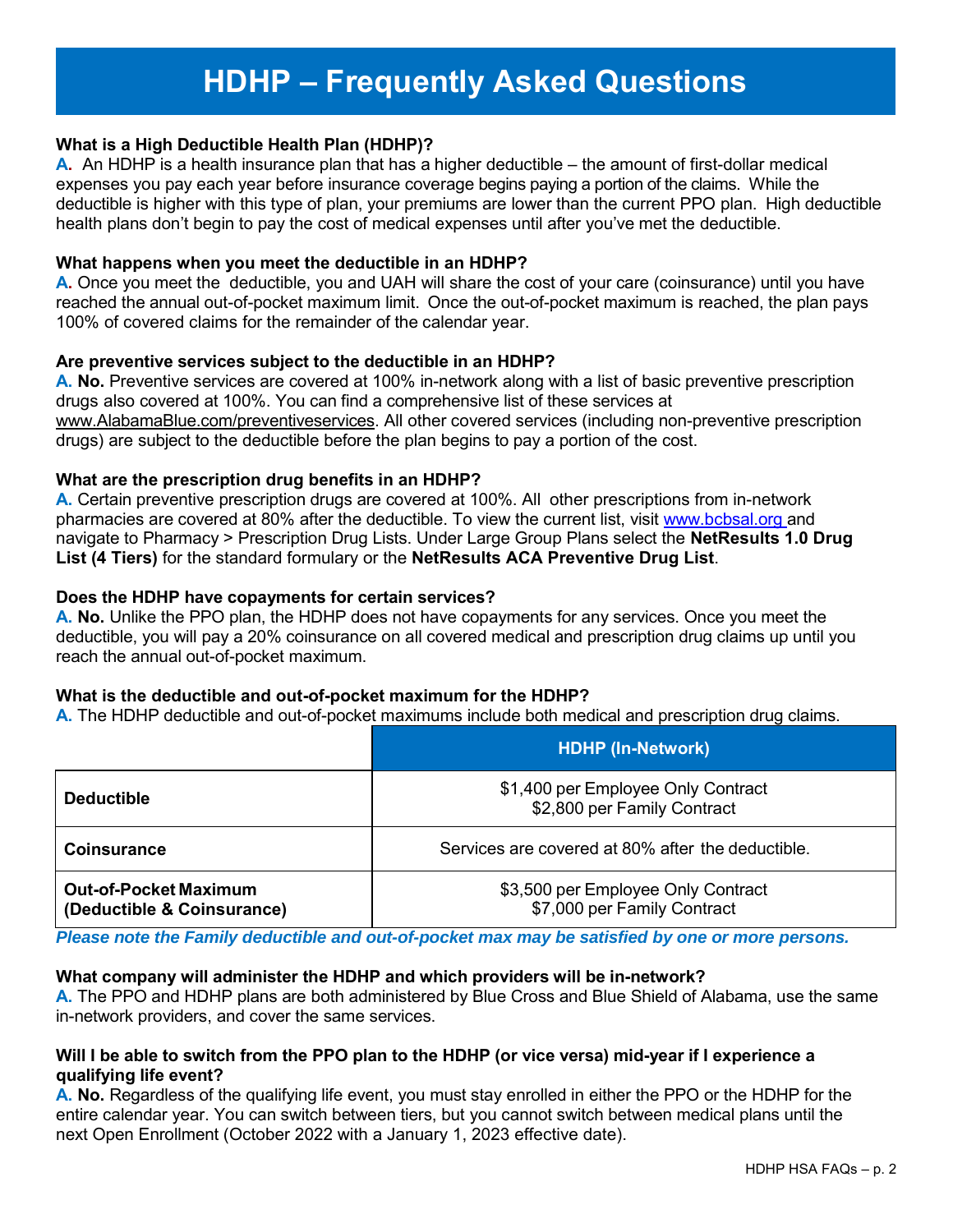# HDHP – Frequently Asked Questions

**What is a High Deductible Health Plan (HDHP)?**

**A.** An HDHP is a health insurance plan that has a higher deductible – the amount of first-dollar medical expenses you pay each year before insurance coverage begins paying a portion of the claims. While the deductible is higher with this type of plan, your premiums are lower than the current PPO plan. High deductible health plans don't begin to pay the cost of medical expenses until after you've met the deductible.

**What happens when you meet the deductible in an HDHP?**

**A.** Once you meet the deductible, you and UAH will share the cost of your care (coinsurance) until you have reached the annual out-of-pocket maximum limit. Once the out-of-pocket maximum is reached, the plan pays 100% of covered claims for the remainder of the calendar year.

**Are preventive services subject to the deductible in an HDHP?**

**A. No.** Preventive services are covered at 100% in-network along with a list of basic preventive prescription drugs also covered at 100%. You can find a comprehensive list of these services at www.AlabamaBlue.com/preventiveservices. All other covered services (including non-preventive prescription drugs) are subject to the deductible before the plan begins to pay a portion of the cost.

**What are the prescription drug benefits in an HDHP?**

**A.** Certain preventive prescription drugs are covered at 100%. All other prescriptions from in-network pharmacies are covered at 80% after the deductible. To view the current list, visit www.bcbsal.org and navigate to Pharmacy > Prescription Drug Lists. Under Large Group Plans select the **NetResults 1.0 Drug List (4 Tiers)** for the standard formulary or the **NetResults ACA Preventive Drug List**.

**Does the HDHP have copayments for certain services?**

**A. No.** Unlike the PPO plan, the HDHP does not have copayments for any services. Once you meet the deductible, you will pay a 20% coinsurance on all covered medical and prescription drug claims up until you reach the annual out-of-pocket maximum.

**What is the deductible and out-of-pocket maximum for the HDHP?**

**A.** The HDHP deductible and out-of-pocket maximums include both medical and prescription drug claims.

| | HDHP (In-Network) |
|---|---|
| **Deductible** | $1,400 per Employee Only Contract<br>$2,800 per Family Contract |
| **Coinsurance** | Services are covered at 80% after the deductible. |
| **Out-of-Pocket Maximum (Deductible & Coinsurance)** | $3,500 per Employee Only Contract<br>$7,000 per Family Contract |

***Please note the Family deductible and out-of-pocket max may be satisfied by one or more persons.***

**What company will administer the HDHP and which providers will be in-network?**

**A.** The PPO and HDHP plans are both administered by Blue Cross and Blue Shield of Alabama, use the same in-network providers, and cover the same services.

**Will I be able to switch from the PPO plan to the HDHP (or vice versa) mid-year if I experience a qualifying life event?**

**A. No.** Regardless of the qualifying life event, you must stay enrolled in either the PPO or the HDHP for the entire calendar year. You can switch between tiers, but you cannot switch between medical plans until the next Open Enrollment (October 2022 with a January 1, 2023 effective date).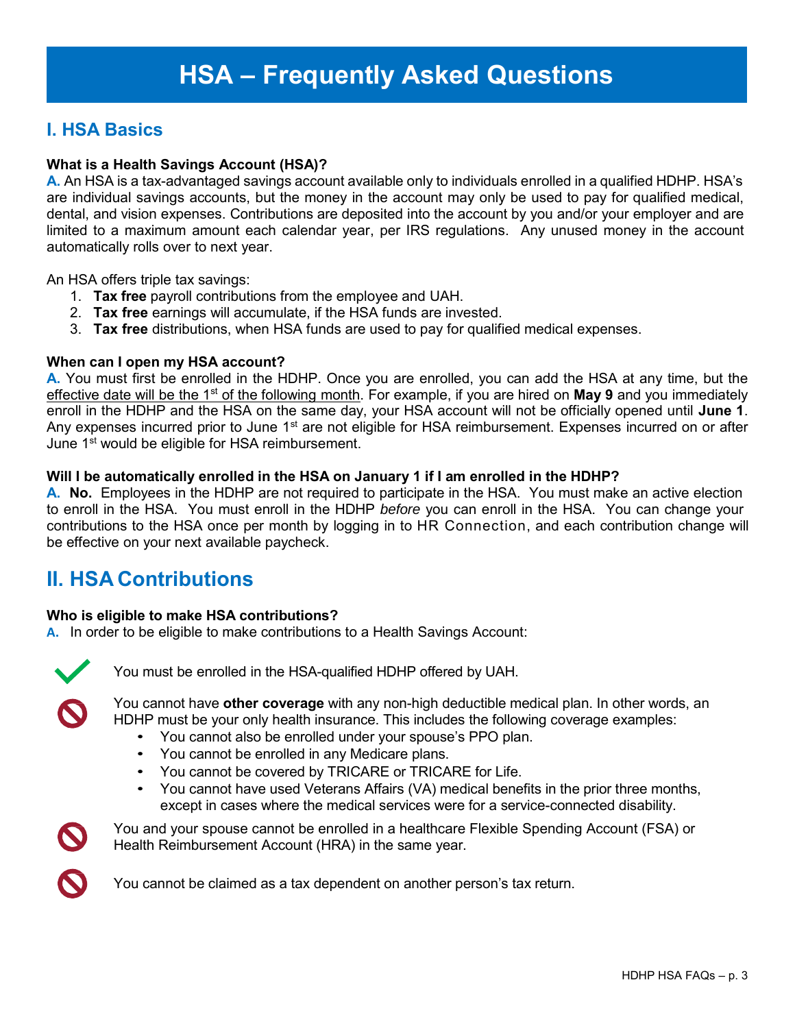# HSA – Frequently Asked Questions

## I. HSA Basics

**What is a Health Savings Account (HSA)?**

**A.** An HSA is a tax-advantaged savings account available only to individuals enrolled in a qualified HDHP. HSA's are individual savings accounts, but the money in the account may only be used to pay for qualified medical, dental, and vision expenses. Contributions are deposited into the account by you and/or your employer and are limited to a maximum amount each calendar year, per IRS regulations. Any unused money in the account automatically rolls over to next year.

An HSA offers triple tax savings:

1. **Tax free** payroll contributions from the employee and UAH.
2. **Tax free** earnings will accumulate, if the HSA funds are invested.
3. **Tax free** distributions, when HSA funds are used to pay for qualified medical expenses.

**When can I open my HSA account?**

**A.** You must first be enrolled in the HDHP. Once you are enrolled, you can add the HSA at any time, but the effective date will be the 1st of the following month. For example, if you are hired on **May 9** and you immediately enroll in the HDHP and the HSA on the same day, your HSA account will not be officially opened until **June 1**. Any expenses incurred prior to June 1st are not eligible for HSA reimbursement. Expenses incurred on or after June 1st would be eligible for HSA reimbursement.

**Will I be automatically enrolled in the HSA on January 1 if I am enrolled in the HDHP?**

**A. No.** Employees in the HDHP are not required to participate in the HSA. You must make an active election to enroll in the HSA. You must enroll in the HDHP *before* you can enroll in the HSA. You can change your contributions to the HSA once per month by logging in to HR Connection, and each contribution change will be effective on your next available paycheck.

## II. HSA Contributions

**Who is eligible to make HSA contributions?**

**A.** In order to be eligible to make contributions to a Health Savings Account:

✔ You must be enrolled in the HSA-qualified HDHP offered by UAH.

🚫 You cannot have **other coverage** with any non-high deductible medical plan. In other words, an HDHP must be your only health insurance. This includes the following coverage examples:

- You cannot also be enrolled under your spouse's PPO plan.
- You cannot be enrolled in any Medicare plans.
- You cannot be covered by TRICARE or TRICARE for Life.
- You cannot have used Veterans Affairs (VA) medical benefits in the prior three months, except in cases where the medical services were for a service-connected disability.

🚫 You and your spouse cannot be enrolled in a healthcare Flexible Spending Account (FSA) or Health Reimbursement Account (HRA) in the same year.

🚫 You cannot be claimed as a tax dependent on another person's tax return.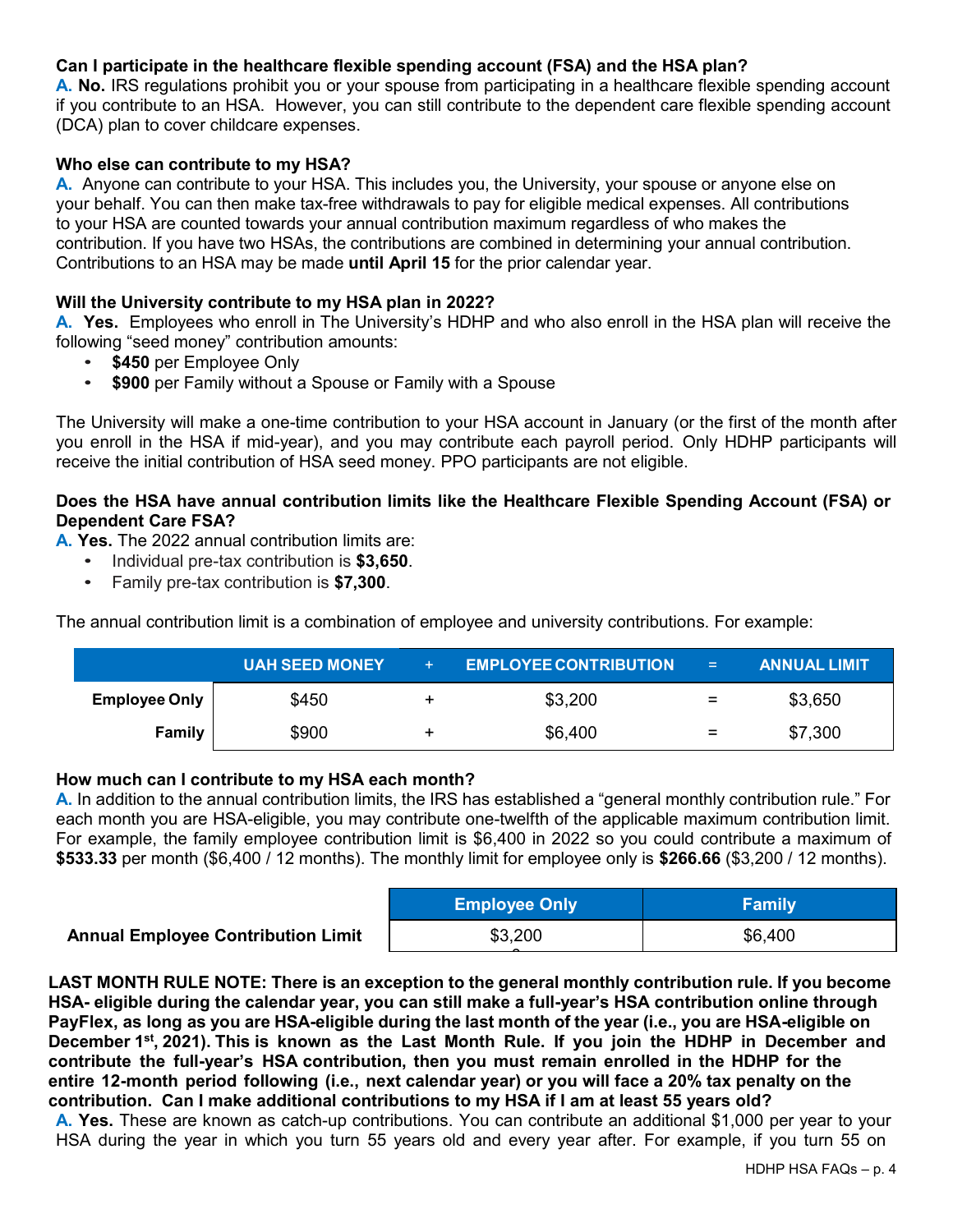**Can I participate in the healthcare flexible spending account (FSA) and the HSA plan?**

**A. No.** IRS regulations prohibit you or your spouse from participating in a healthcare flexible spending account if you contribute to an HSA. However, you can still contribute to the dependent care flexible spending account (DCA) plan to cover childcare expenses.

**Who else can contribute to my HSA?**

**A.** Anyone can contribute to your HSA. This includes you, the University, your spouse or anyone else on your behalf. You can then make tax-free withdrawals to pay for eligible medical expenses. All contributions to your HSA are counted towards your annual contribution maximum regardless of who makes the contribution. If you have two HSAs, the contributions are combined in determining your annual contribution. Contributions to an HSA may be made **until April 15** for the prior calendar year.

**Will the University contribute to my HSA plan in 2022?**

**A. Yes.** Employees who enroll in The University's HDHP and who also enroll in the HSA plan will receive the following "seed money" contribution amounts:

- **$450** per Employee Only
- **$900** per Family without a Spouse or Family with a Spouse

The University will make a one-time contribution to your HSA account in January (or the first of the month after you enroll in the HSA if mid-year), and you may contribute each payroll period. Only HDHP participants will receive the initial contribution of HSA seed money. PPO participants are not eligible.

**Does the HSA have annual contribution limits like the Healthcare Flexible Spending Account (FSA) or Dependent Care FSA?**

**A. Yes.** The 2022 annual contribution limits are:

- Individual pre-tax contribution is **$3,650**.
- Family pre-tax contribution is **$7,300**.

The annual contribution limit is a combination of employee and university contributions. For example:

| | UAH SEED MONEY | + | EMPLOYEE CONTRIBUTION | = | ANNUAL LIMIT |
|---|---|---|---|---|---|
| **Employee Only** | $450 | + | $3,200 | = | $3,650 |
| **Family** | $900 | + | $6,400 | = | $7,300 |

**How much can I contribute to my HSA each month?**

**A.** In addition to the annual contribution limits, the IRS has established a "general monthly contribution rule." For each month you are HSA-eligible, you may contribute one-twelfth of the applicable maximum contribution limit. For example, the family employee contribution limit is $6,400 in 2022 so you could contribute a maximum of **$533.33** per month ($6,400 / 12 months). The monthly limit for employee only is **$266.66** ($3,200 / 12 months).

| | Employee Only | Family |
|---|---|---|
| **Annual Employee Contribution Limit** | $3,200 | $6,400 |

**LAST MONTH RULE NOTE: There is an exception to the general monthly contribution rule. If you become HSA- eligible during the calendar year, you can still make a full-year's HSA contribution online through PayFlex, as long as you are HSA-eligible during the last month of the year (i.e., you are HSA-eligible on December 1st, 2021). This is known as the Last Month Rule. If you join the HDHP in December and contribute the full-year's HSA contribution, then you must remain enrolled in the HDHP for the entire 12-month period following (i.e., next calendar year) or you will face a 20% tax penalty on the contribution.**

**Can I make additional contributions to my HSA if I am at least 55 years old?**

**A. Yes.** These are known as catch-up contributions. You can contribute an additional $1,000 per year to your HSA during the year in which you turn 55 years old and every year after. For example, if you turn 55 on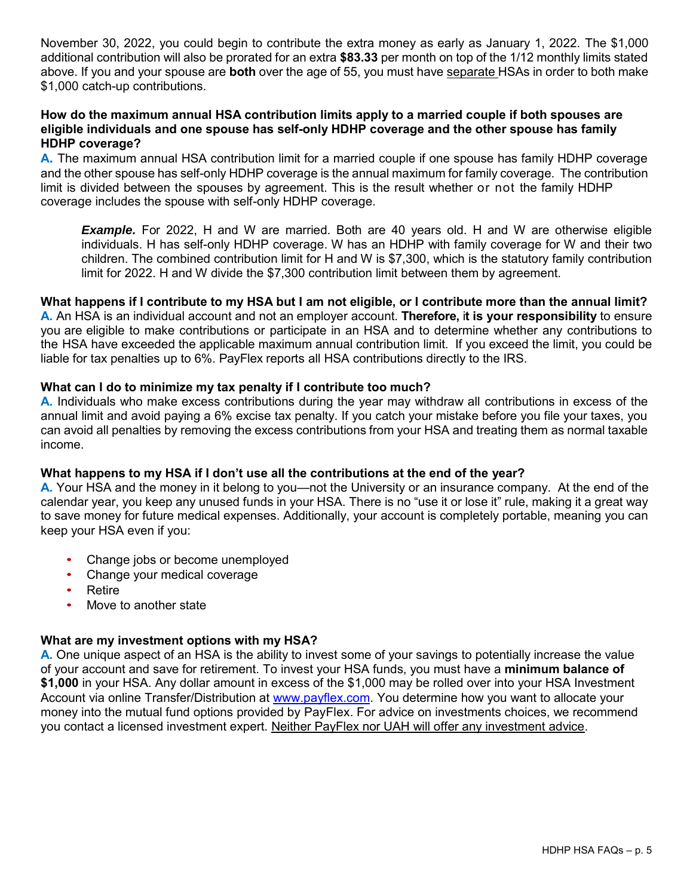November 30, 2022, you could begin to contribute the extra money as early as January 1, 2022. The $1,000 additional contribution will also be prorated for an extra **$83.33** per month on top of the 1/12 monthly limits stated above. If you and your spouse are **both** over the age of 55, you must have separate HSAs in order to both make $1,000 catch-up contributions.

**How do the maximum annual HSA contribution limits apply to a married couple if both spouses are eligible individuals and one spouse has self-only HDHP coverage and the other spouse has family HDHP coverage?**

**A.** The maximum annual HSA contribution limit for a married couple if one spouse has family HDHP coverage and the other spouse has self-only HDHP coverage is the annual maximum for family coverage. The contribution limit is divided between the spouses by agreement. This is the result whether or not the family HDHP coverage includes the spouse with self-only HDHP coverage.

> ***Example.*** For 2022, H and W are married. Both are 40 years old. H and W are otherwise eligible individuals. H has self-only HDHP coverage. W has an HDHP with family coverage for W and their two children. The combined contribution limit for H and W is $7,300, which is the statutory family contribution limit for 2022. H and W divide the $7,300 contribution limit between them by agreement.

**What happens if I contribute to my HSA but I am not eligible, or I contribute more than the annual limit?**

**A.** An HSA is an individual account and not an employer account. **Therefore, it is your responsibility** to ensure you are eligible to make contributions or participate in an HSA and to determine whether any contributions to the HSA have exceeded the applicable maximum annual contribution limit. If you exceed the limit, you could be liable for tax penalties up to 6%. PayFlex reports all HSA contributions directly to the IRS.

**What can I do to minimize my tax penalty if I contribute too much?**

**A.** Individuals who make excess contributions during the year may withdraw all contributions in excess of the annual limit and avoid paying a 6% excise tax penalty. If you catch your mistake before you file your taxes, you can avoid all penalties by removing the excess contributions from your HSA and treating them as normal taxable income.

**What happens to my HSA if I don't use all the contributions at the end of the year?**

**A.** Your HSA and the money in it belong to you—not the University or an insurance company. At the end of the calendar year, you keep any unused funds in your HSA. There is no "use it or lose it" rule, making it a great way to save money for future medical expenses. Additionally, your account is completely portable, meaning you can keep your HSA even if you:

- Change jobs or become unemployed
- Change your medical coverage
- Retire
- Move to another state

**What are my investment options with my HSA?**

**A.** One unique aspect of an HSA is the ability to invest some of your savings to potentially increase the value of your account and save for retirement. To invest your HSA funds, you must have a **minimum balance of $1,000** in your HSA. Any dollar amount in excess of the $1,000 may be rolled over into your HSA Investment Account via online Transfer/Distribution at www.payflex.com. You determine how you want to allocate your money into the mutual fund options provided by PayFlex. For advice on investments choices, we recommend you contact a licensed investment expert. Neither PayFlex nor UAH will offer any investment advice.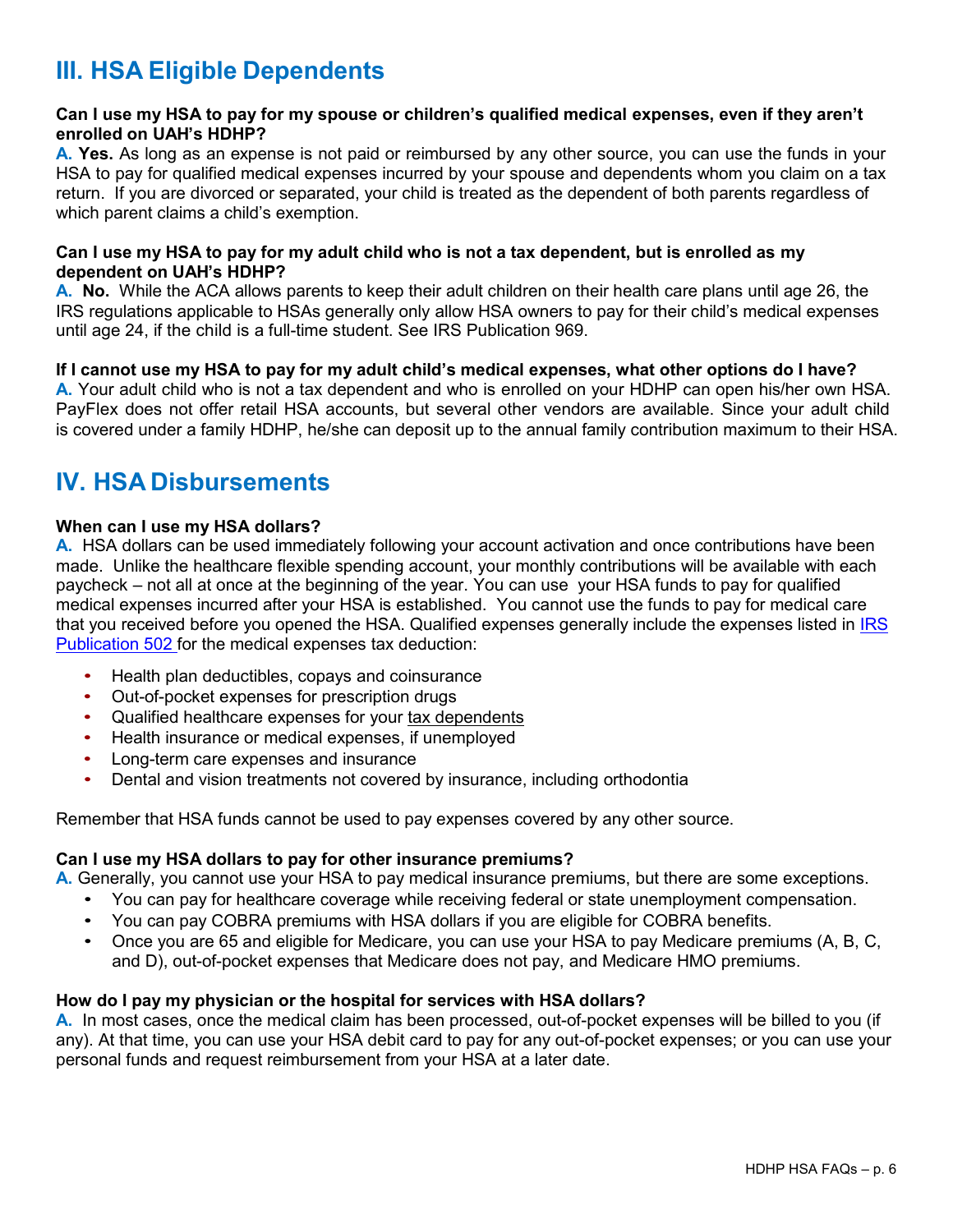## III. HSA Eligible Dependents

**Can I use my HSA to pay for my spouse or children's qualified medical expenses, even if they aren't enrolled on UAH's HDHP?**

**A. Yes.** As long as an expense is not paid or reimbursed by any other source, you can use the funds in your HSA to pay for qualified medical expenses incurred by your spouse and dependents whom you claim on a tax return. If you are divorced or separated, your child is treated as the dependent of both parents regardless of which parent claims a child's exemption.

**Can I use my HSA to pay for my adult child who is not a tax dependent, but is enrolled as my dependent on UAH's HDHP?**

**A. No.** While the ACA allows parents to keep their adult children on their health care plans until age 26, the IRS regulations applicable to HSAs generally only allow HSA owners to pay for their child's medical expenses until age 24, if the child is a full-time student. See IRS Publication 969.

**If I cannot use my HSA to pay for my adult child's medical expenses, what other options do I have?**

**A.** Your adult child who is not a tax dependent and who is enrolled on your HDHP can open his/her own HSA. PayFlex does not offer retail HSA accounts, but several other vendors are available. Since your adult child is covered under a family HDHP, he/she can deposit up to the annual family contribution maximum to their HSA.

## IV. HSA Disbursements

**When can I use my HSA dollars?**

**A.** HSA dollars can be used immediately following your account activation and once contributions have been made. Unlike the healthcare flexible spending account, your monthly contributions will be available with each paycheck – not all at once at the beginning of the year. You can use your HSA funds to pay for qualified medical expenses incurred after your HSA is established. You cannot use the funds to pay for medical care that you received before you opened the HSA. Qualified expenses generally include the expenses listed in IRS Publication 502 for the medical expenses tax deduction:

- Health plan deductibles, copays and coinsurance
- Out-of-pocket expenses for prescription drugs
- Qualified healthcare expenses for your tax dependents
- Health insurance or medical expenses, if unemployed
- Long-term care expenses and insurance
- Dental and vision treatments not covered by insurance, including orthodontia

Remember that HSA funds cannot be used to pay expenses covered by any other source.

**Can I use my HSA dollars to pay for other insurance premiums?**

**A.** Generally, you cannot use your HSA to pay medical insurance premiums, but there are some exceptions.

- You can pay for healthcare coverage while receiving federal or state unemployment compensation.
- You can pay COBRA premiums with HSA dollars if you are eligible for COBRA benefits.
- Once you are 65 and eligible for Medicare, you can use your HSA to pay Medicare premiums (A, B, C, and D), out-of-pocket expenses that Medicare does not pay, and Medicare HMO premiums.

**How do I pay my physician or the hospital for services with HSA dollars?**

**A.** In most cases, once the medical claim has been processed, out-of-pocket expenses will be billed to you (if any). At that time, you can use your HSA debit card to pay for any out-of-pocket expenses; or you can use your personal funds and request reimbursement from your HSA at a later date.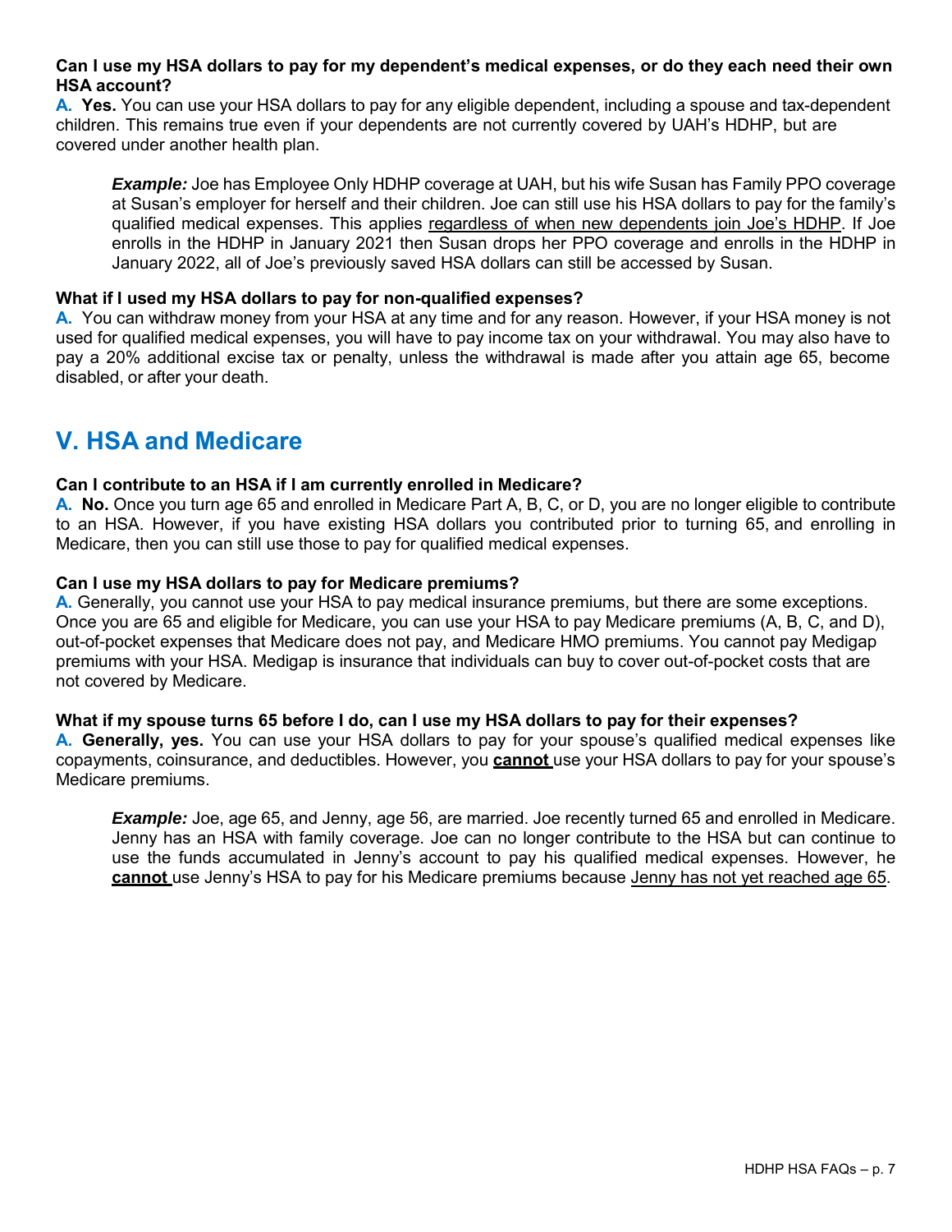**Can I use my HSA dollars to pay for my dependent's medical expenses, or do they each need their own HSA account?**

**A. Yes.** You can use your HSA dollars to pay for any eligible dependent, including a spouse and tax-dependent children. This remains true even if your dependents are not currently covered by UAH's HDHP, but are covered under another health plan.

> ***Example:*** Joe has Employee Only HDHP coverage at UAH, but his wife Susan has Family PPO coverage at Susan's employer for herself and their children. Joe can still use his HSA dollars to pay for the family's qualified medical expenses. This applies <u>regardless of when new dependents join Joe's HDHP</u>. If Joe enrolls in the HDHP in January 2021 then Susan drops her PPO coverage and enrolls in the HDHP in January 2022, all of Joe's previously saved HSA dollars can still be accessed by Susan.

**What if I used my HSA dollars to pay for non-qualified expenses?**

**A.** You can withdraw money from your HSA at any time and for any reason. However, if your HSA money is not used for qualified medical expenses, you will have to pay income tax on your withdrawal. You may also have to pay a 20% additional excise tax or penalty, unless the withdrawal is made after you attain age 65, become disabled, or after your death.

## V. HSA and Medicare

**Can I contribute to an HSA if I am currently enrolled in Medicare?**

**A. No.** Once you turn age 65 and enrolled in Medicare Part A, B, C, or D, you are no longer eligible to contribute to an HSA. However, if you have existing HSA dollars you contributed prior to turning 65, and enrolling in Medicare, then you can still use those to pay for qualified medical expenses.

**Can I use my HSA dollars to pay for Medicare premiums?**

**A.** Generally, you cannot use your HSA to pay medical insurance premiums, but there are some exceptions. Once you are 65 and eligible for Medicare, you can use your HSA to pay Medicare premiums (A, B, C, and D), out-of-pocket expenses that Medicare does not pay, and Medicare HMO premiums. You cannot pay Medigap premiums with your HSA. Medigap is insurance that individuals can buy to cover out-of-pocket costs that are not covered by Medicare.

**What if my spouse turns 65 before I do, can I use my HSA dollars to pay for their expenses?**

**A. Generally, yes.** You can use your HSA dollars to pay for your spouse's qualified medical expenses like copayments, coinsurance, and deductibles. However, you <u>**cannot**</u> use your HSA dollars to pay for your spouse's Medicare premiums.

> ***Example:*** Joe, age 65, and Jenny, age 56, are married. Joe recently turned 65 and enrolled in Medicare. Jenny has an HSA with family coverage. Joe can no longer contribute to the HSA but can continue to use the funds accumulated in Jenny's account to pay his qualified medical expenses. However, he <u>**cannot**</u> use Jenny's HSA to pay for his Medicare premiums because <u>Jenny has not yet reached age 65</u>.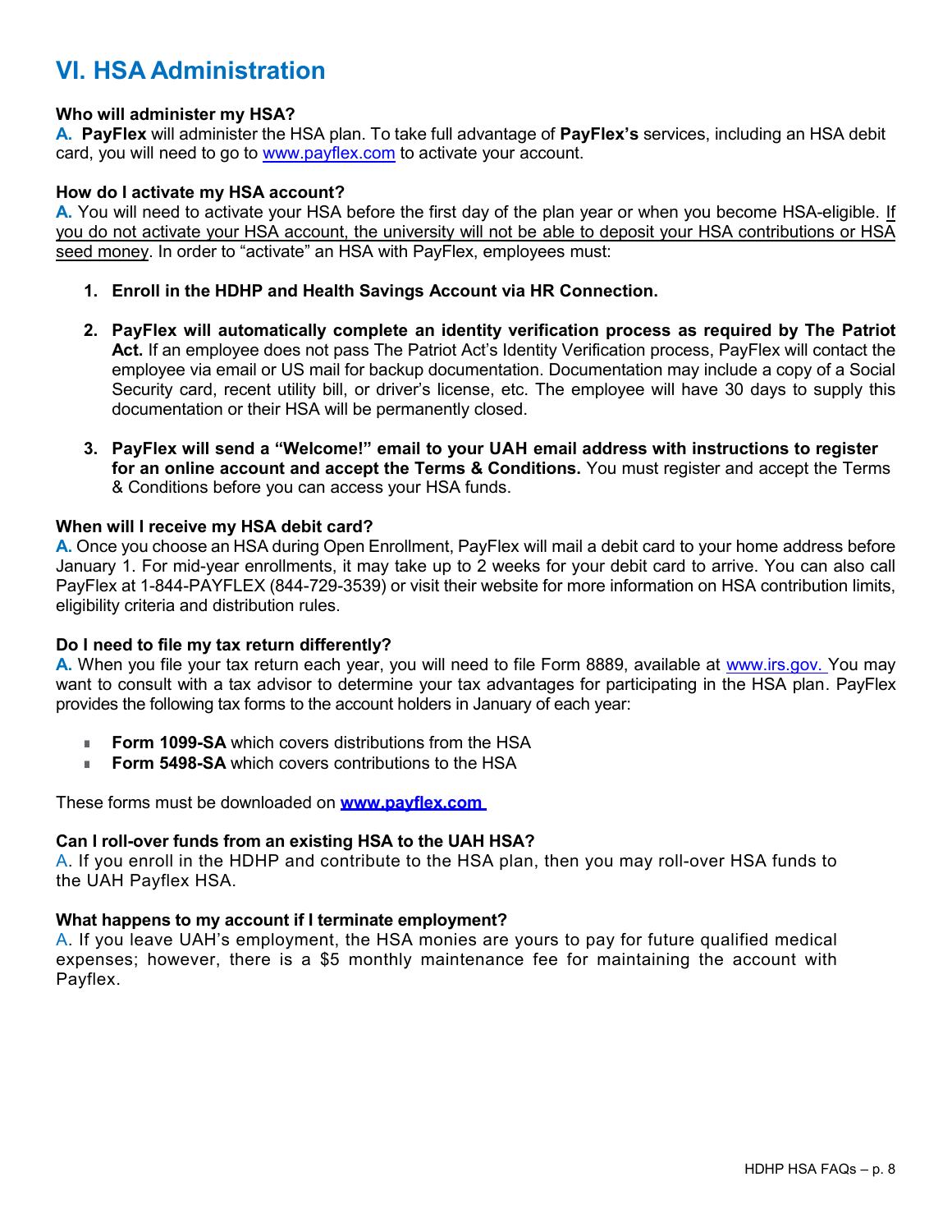# VI. HSA Administration

**Who will administer my HSA?**

**A. PayFlex** will administer the HSA plan. To take full advantage of **PayFlex's** services, including an HSA debit card, you will need to go to www.payflex.com to activate your account.

**How do I activate my HSA account?**

**A.** You will need to activate your HSA before the first day of the plan year or when you become HSA-eligible. If you do not activate your HSA account, the university will not be able to deposit your HSA contributions or HSA seed money. In order to "activate" an HSA with PayFlex, employees must:

1. **Enroll in the HDHP and Health Savings Account via HR Connection.**

2. **PayFlex will automatically complete an identity verification process as required by The Patriot Act.** If an employee does not pass The Patriot Act's Identity Verification process, PayFlex will contact the employee via email or US mail for backup documentation. Documentation may include a copy of a Social Security card, recent utility bill, or driver's license, etc. The employee will have 30 days to supply this documentation or their HSA will be permanently closed.

3. **PayFlex will send a "Welcome!" email to your UAH email address with instructions to register for an online account and accept the Terms & Conditions.** You must register and accept the Terms & Conditions before you can access your HSA funds.

**When will I receive my HSA debit card?**

**A.** Once you choose an HSA during Open Enrollment, PayFlex will mail a debit card to your home address before January 1. For mid-year enrollments, it may take up to 2 weeks for your debit card to arrive. You can also call PayFlex at 1-844-PAYFLEX (844-729-3539) or visit their website for more information on HSA contribution limits, eligibility criteria and distribution rules.

**Do I need to file my tax return differently?**

**A.** When you file your tax return each year, you will need to file Form 8889, available at www.irs.gov. You may want to consult with a tax advisor to determine your tax advantages for participating in the HSA plan. PayFlex provides the following tax forms to the account holders in January of each year:

- **Form 1099-SA** which covers distributions from the HSA
- **Form 5498-SA** which covers contributions to the HSA

These forms must be downloaded on **www.payflex.com**

**Can I roll-over funds from an existing HSA to the UAH HSA?**

A. If you enroll in the HDHP and contribute to the HSA plan, then you may roll-over HSA funds to the UAH Payflex HSA.

**What happens to my account if I terminate employment?**

A. If you leave UAH's employment, the HSA monies are yours to pay for future qualified medical expenses; however, there is a $5 monthly maintenance fee for maintaining the account with Payflex.